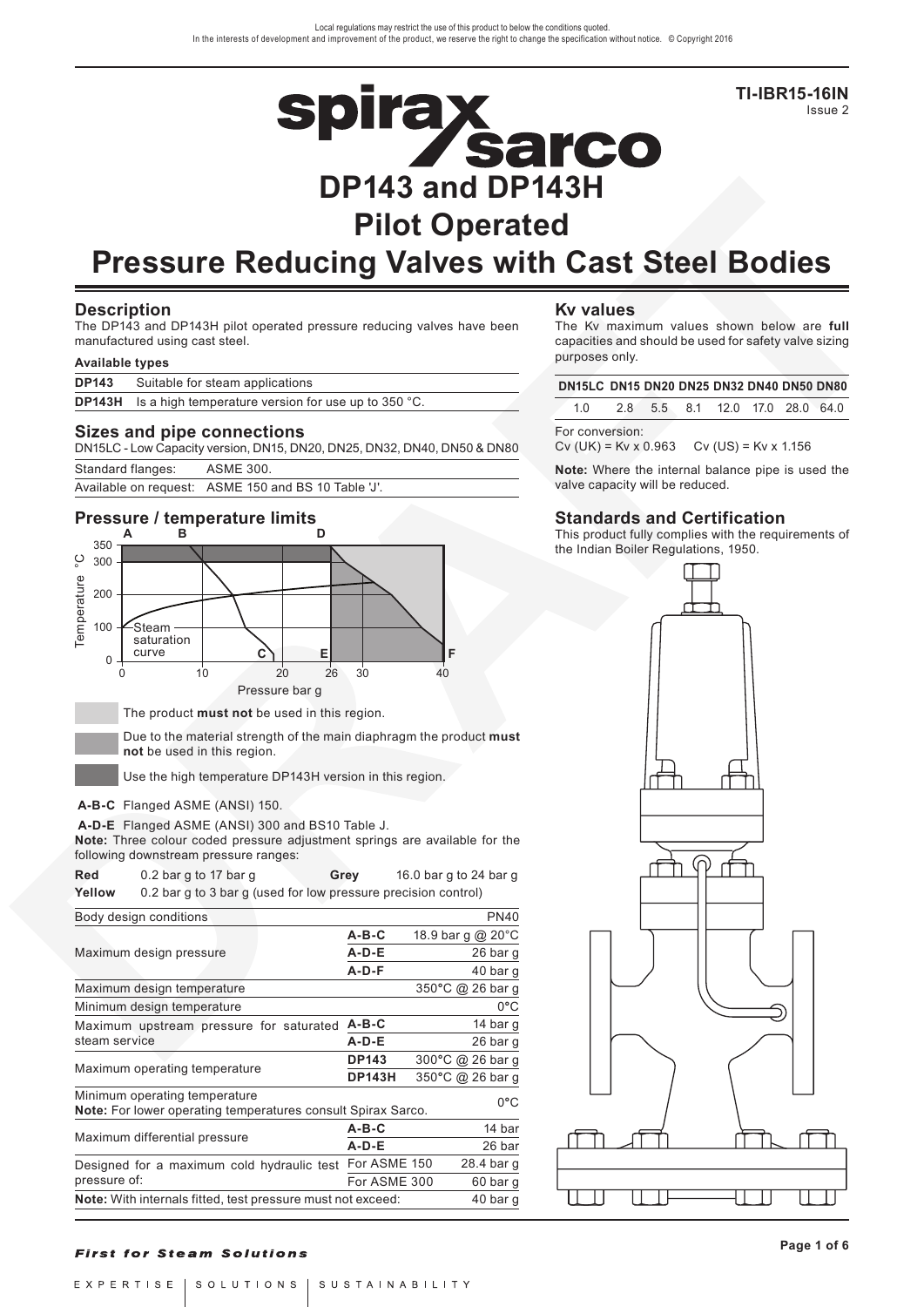Local regulations may restrict the use of this product to below the conditions quoted.
In the interests of development and improvement of the product, we reserve the right to change the specification without notice. © Copyright 2016

TI-IBR15-16IN
Issue 2

# DP143 and DP143H Pilot Operated Pressure Reducing Valves with Cast Steel Bodies

## Description

The DP143 and DP143H pilot operated pressure reducing valves have been manufactured using cast steel.

**Available types**

| | |
|---|---|
| **DP143** | Suitable for steam applications |
| **DP143H** | Is a high temperature version for use up to 350 °C. |

## Sizes and pipe connections

DN15LC - Low Capacity version, DN15, DN20, DN25, DN32, DN40, DN50 & DN80

| | |
|---|---|
| Standard flanges: | ASME 300. |
| Available on request: | ASME 150 and BS 10 Table 'J'. |

## Pressure / temperature limits

The product **must not** be used in this region.

Due to the material strength of the main diaphragm the product **must not** be used in this region.

Use the high temperature DP143H version in this region.

**A-B-C** Flanged ASME (ANSI) 150.

**A-D-E** Flanged ASME (ANSI) 300 and BS10 Table J.

**Note:** Three colour coded pressure adjustment springs are available for the following downstream pressure ranges:

| | | | |
|---|---|---|---|
| **Red** | 0.2 bar g to 17 bar g | **Grey** | 16.0 bar g to 24 bar g |
| **Yellow** | 0.2 bar g to 3 bar g (used for low pressure precision control) | | |

| Body design conditions | | PN40 |
|---|---|---|
| Maximum design pressure | **A-B-C** | 18.9 bar g @ 20°C |
| | **A-D-E** | 26 bar g |
| | **A-D-F** | 40 bar g |
| Maximum design temperature | | 350°C @ 26 bar g |
| Minimum design temperature | | 0°C |
| Maximum upstream pressure for saturated steam service | **A-B-C** | 14 bar g |
| | **A-D-E** | 26 bar g |
| Maximum operating temperature | **DP143** | 300°C @ 26 bar g |
| | **DP143H** | 350°C @ 26 bar g |
| Minimum operating temperature **Note:** For lower operating temperatures consult Spirax Sarco. | | 0°C |
| Maximum differential pressure | **A-B-C** | 14 bar |
| | **A-D-E** | 26 bar |
| Designed for a maximum cold hydraulic test pressure of: | For ASME 150 | 28.4 bar g |
| | For ASME 300 | 60 bar g |
| **Note:** With internals fitted, test pressure must not exceed: | | 40 bar g |

## Kv values

The Kv maximum values shown below are **full** capacities and should be used for safety valve sizing purposes only.

| DN15LC | DN15 | DN20 | DN25 | DN32 | DN40 | DN50 | DN80 |
|---|---|---|---|---|---|---|---|
| 1.0 | 2.8 | 5.5 | 8.1 | 12.0 | 17.0 | 28.0 | 64.0 |

For conversion:
Cv (UK) = Kv x 0.963 Cv (US) = Kv x 1.156

**Note:** Where the internal balance pipe is used the valve capacity will be reduced.

## Standards and Certification

This product fully complies with the requirements of the Indian Boiler Regulations, 1950.

***First for Steam Solutions***

EXPERTISE | SOLUTIONS | SUSTAINABILITY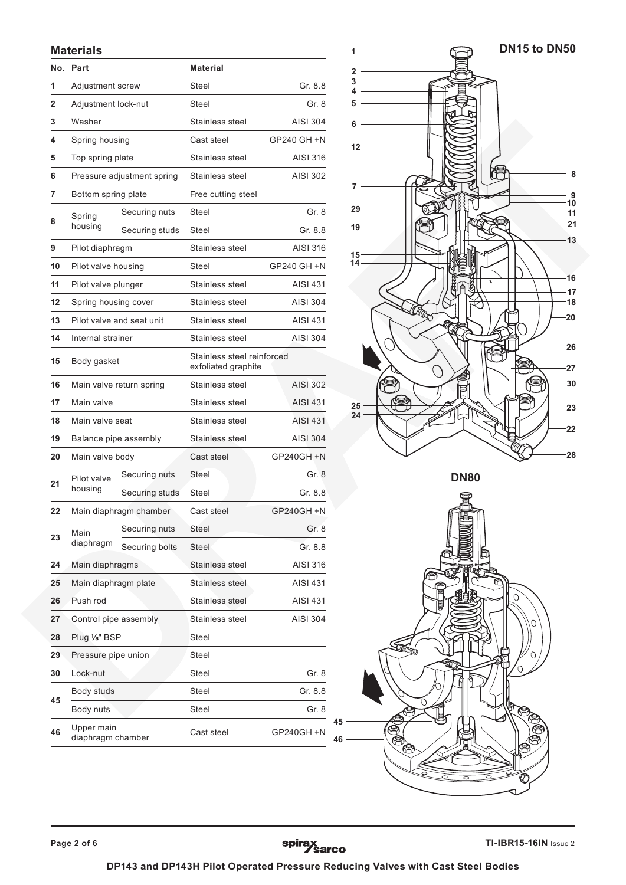## Materials

| No. | Part | | Material | |
|---|---|---|---|---|
| 1 | Adjustment screw | | Steel | Gr. 8.8 |
| 2 | Adjustment lock-nut | | Steel | Gr. 8 |
| 3 | Washer | | Stainless steel | AISI 304 |
| 4 | Spring housing | | Cast steel | GP240 GH +N |
| 5 | Top spring plate | | Stainless steel | AISI 316 |
| 6 | Pressure adjustment spring | | Stainless steel | AISI 302 |
| 7 | Bottom spring plate | | Free cutting steel | |
| 8 | Spring housing | Securing nuts | Steel | Gr. 8 |
| | | Securing studs | Steel | Gr. 8.8 |
| 9 | Pilot diaphragm | | Stainless steel | AISI 316 |
| 10 | Pilot valve housing | | Steel | GP240 GH +N |
| 11 | Pilot valve plunger | | Stainless steel | AISI 431 |
| 12 | Spring housing cover | | Stainless steel | AISI 304 |
| 13 | Pilot valve and seat unit | | Stainless steel | AISI 431 |
| 14 | Internal strainer | | Stainless steel | AISI 304 |
| 15 | Body gasket | | Stainless steel reinforced exfoliated graphite | |
| 16 | Main valve return spring | | Stainless steel | AISI 302 |
| 17 | Main valve | | Stainless steel | AISI 431 |
| 18 | Main valve seat | | Stainless steel | AISI 431 |
| 19 | Balance pipe assembly | | Stainless steel | AISI 304 |
| 20 | Main valve body | | Cast steel | GP240GH +N |
| 21 | Pilot valve housing | Securing nuts | Steel | Gr. 8 |
| | | Securing studs | Steel | Gr. 8.8 |
| 22 | Main diaphragm chamber | | Cast steel | GP240GH +N |
| 23 | Main diaphragm | Securing nuts | Steel | Gr. 8 |
| | | Securing bolts | Steel | Gr. 8.8 |
| 24 | Main diaphragms | | Stainless steel | AISI 316 |
| 25 | Main diaphragm plate | | Stainless steel | AISI 431 |
| 26 | Push rod | | Stainless steel | AISI 431 |
| 27 | Control pipe assembly | | Stainless steel | AISI 304 |
| 28 | Plug ⅛" BSP | | Steel | |
| 29 | Pressure pipe union | | Steel | |
| 30 | Lock-nut | | Steel | Gr. 8 |
| 45 | Body studs | | Steel | Gr. 8.8 |
| | Body nuts | | Steel | Gr. 8 |
| 46 | Upper main diaphragm chamber | | Cast steel | GP240GH +N |

DN15 to DN50

DN80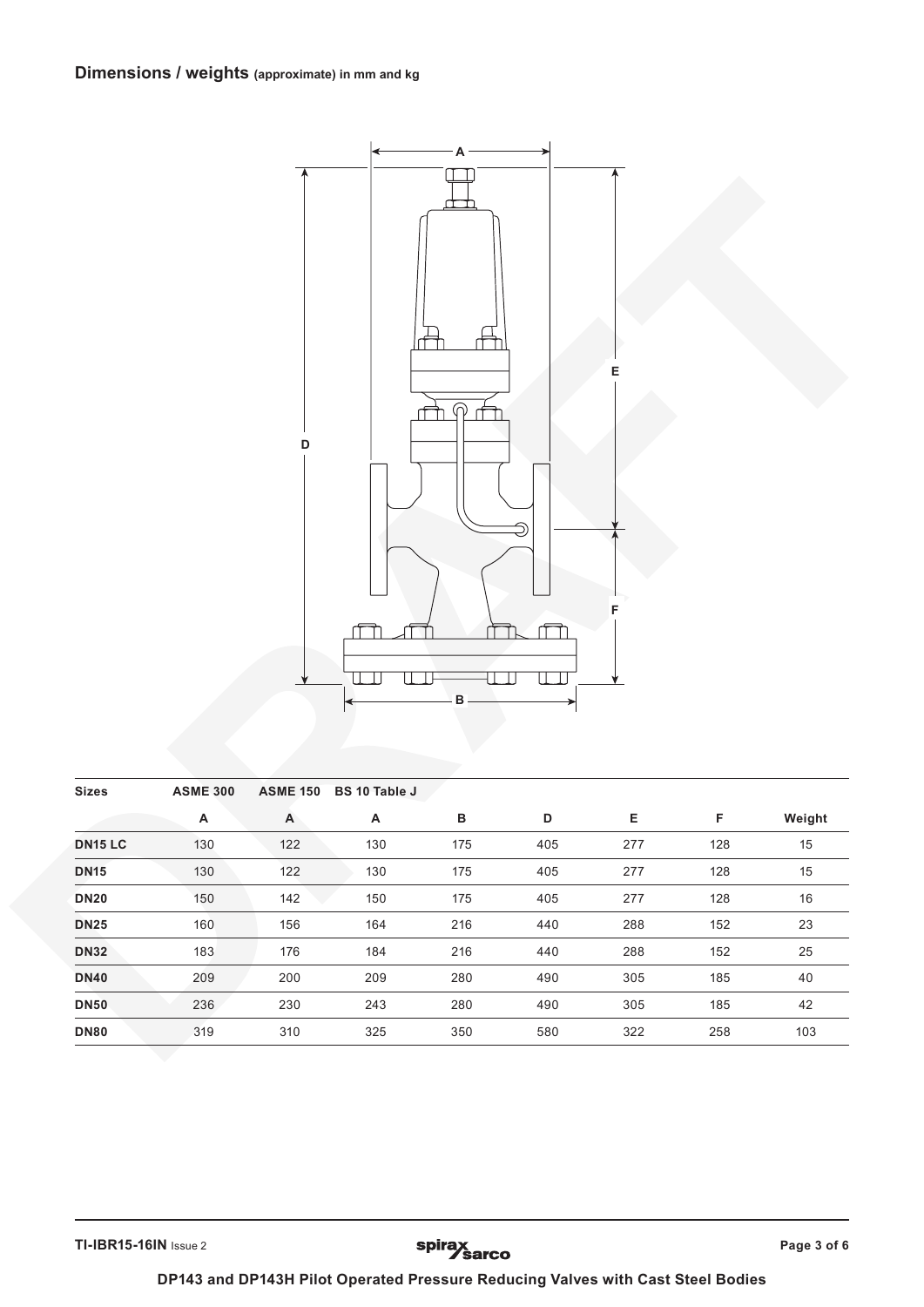## Dimensions / weights (approximate) in mm and kg

| Sizes | ASME 300 | ASME 150 | BS 10 Table J | | | | |
|---|---|---|---|---|---|---|---|
| | A | A | A | B | D | E | F | Weight |
| DN15 LC | 130 | 122 | 130 | 175 | 405 | 277 | 128 | 15 |
| DN15 | 130 | 122 | 130 | 175 | 405 | 277 | 128 | 15 |
| DN20 | 150 | 142 | 150 | 175 | 405 | 277 | 128 | 16 |
| DN25 | 160 | 156 | 164 | 216 | 440 | 288 | 152 | 23 |
| DN32 | 183 | 176 | 184 | 216 | 440 | 288 | 152 | 25 |
| DN40 | 209 | 200 | 209 | 280 | 490 | 305 | 185 | 40 |
| DN50 | 236 | 230 | 243 | 280 | 490 | 305 | 185 | 42 |
| DN80 | 319 | 310 | 325 | 350 | 580 | 322 | 258 | 103 |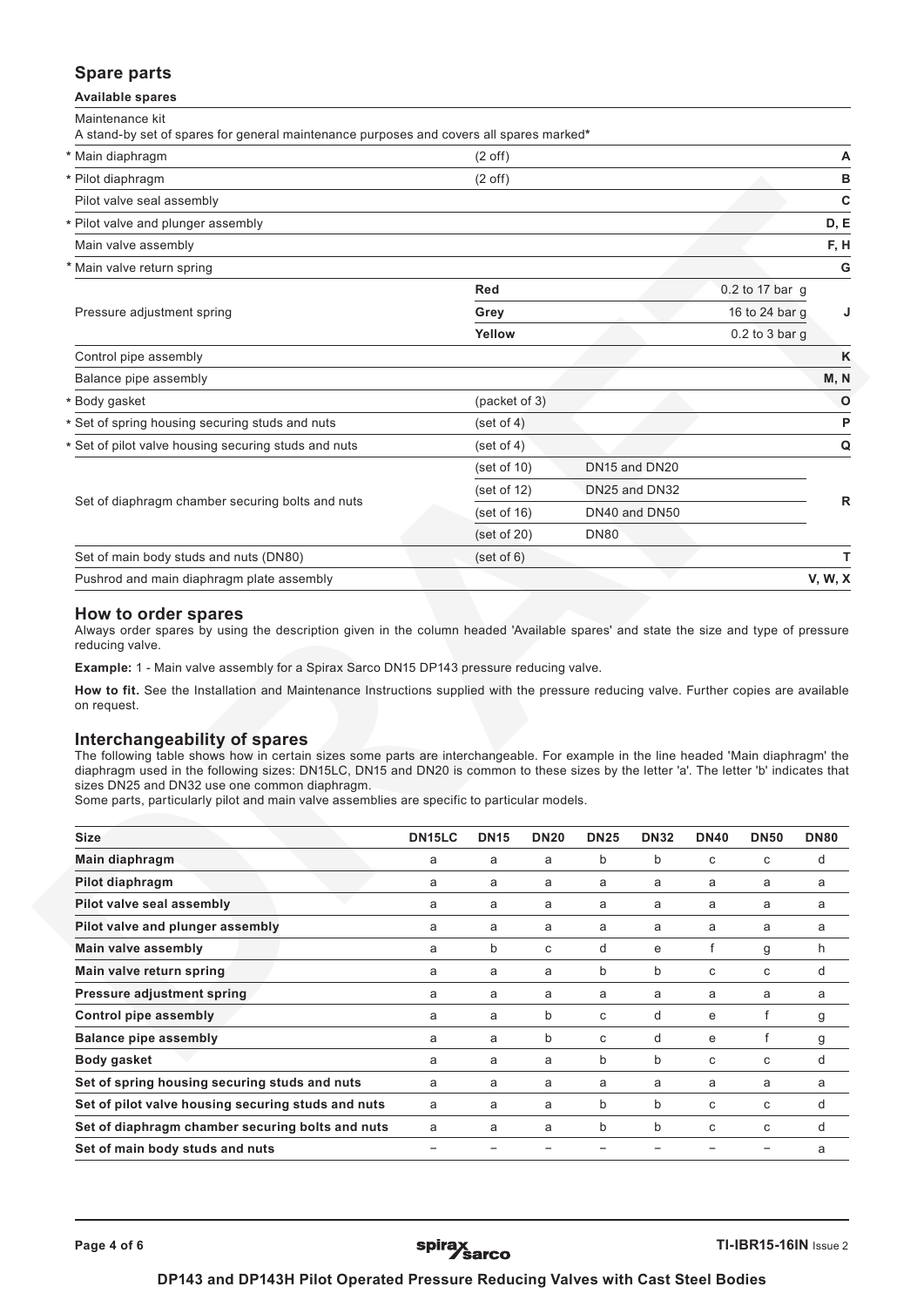## Spare parts

### Available spares

| Available spares | | | |
|---|---|---|---|
| Maintenance kit<br>A stand-by set of spares for general maintenance purposes and covers all spares marked* | | | |
| * Main diaphragm | (2 off) | | A |
| * Pilot diaphragm | (2 off) | | B |
| Pilot valve seal assembly | | | C |
| * Pilot valve and plunger assembly | | | D, E |
| Main valve assembly | | | F, H |
| * Main valve return spring | | | G |
| Pressure adjustment spring | Red | 0.2 to 17 bar g | J |
| | Grey | 16 to 24 bar g | |
| | Yellow | 0.2 to 3 bar g | |
| Control pipe assembly | | | K |
| Balance pipe assembly | | | M, N |
| * Body gasket | (packet of 3) | | O |
| * Set of spring housing securing studs and nuts | (set of 4) | | P |
| * Set of pilot valve housing securing studs and nuts | (set of 4) | | Q |
| Set of diaphragm chamber securing bolts and nuts | (set of 10) | DN15 and DN20 | R |
| | (set of 12) | DN25 and DN32 | |
| | (set of 16) | DN40 and DN50 | |
| | (set of 20) | DN80 | |
| Set of main body studs and nuts (DN80) | (set of 6) | | T |
| Pushrod and main diaphragm plate assembly | | | V, W, X |

### How to order spares

Always order spares by using the description given in the column headed 'Available spares' and state the size and type of pressure reducing valve.

**Example:** 1 - Main valve assembly for a Spirax Sarco DN15 DP143 pressure reducing valve.

**How to fit.** See the Installation and Maintenance Instructions supplied with the pressure reducing valve. Further copies are available on request.

### Interchangeability of spares

The following table shows how in certain sizes some parts are interchangeable. For example in the line headed 'Main diaphragm' the diaphragm used in the following sizes: DN15LC, DN15 and DN20 is common to these sizes by the letter 'a'. The letter 'b' indicates that sizes DN25 and DN32 use one common diaphragm.
Some parts, particularly pilot and main valve assemblies are specific to particular models.

| Size | DN15LC | DN15 | DN20 | DN25 | DN32 | DN40 | DN50 | DN80 |
|---|---|---|---|---|---|---|---|---|
| **Main diaphragm** | a | a | a | b | b | c | c | d |
| **Pilot diaphragm** | a | a | a | a | a | a | a | a |
| **Pilot valve seal assembly** | a | a | a | a | a | a | a | a |
| **Pilot valve and plunger assembly** | a | a | a | a | a | a | a | a |
| **Main valve assembly** | a | b | c | d | e | f | g | h |
| **Main valve return spring** | a | a | a | b | b | c | c | d |
| **Pressure adjustment spring** | a | a | a | a | a | a | a | a |
| **Control pipe assembly** | a | a | b | c | d | e | f | g |
| **Balance pipe assembly** | a | a | b | c | d | e | f | g |
| **Body gasket** | a | a | a | b | b | c | c | d |
| **Set of spring housing securing studs and nuts** | a | a | a | a | a | a | a | a |
| **Set of pilot valve housing securing studs and nuts** | a | a | a | b | b | c | c | d |
| **Set of diaphragm chamber securing bolts and nuts** | a | a | a | b | b | c | c | d |
| **Set of main body studs and nuts** | – | – | – | – | – | – | – | a |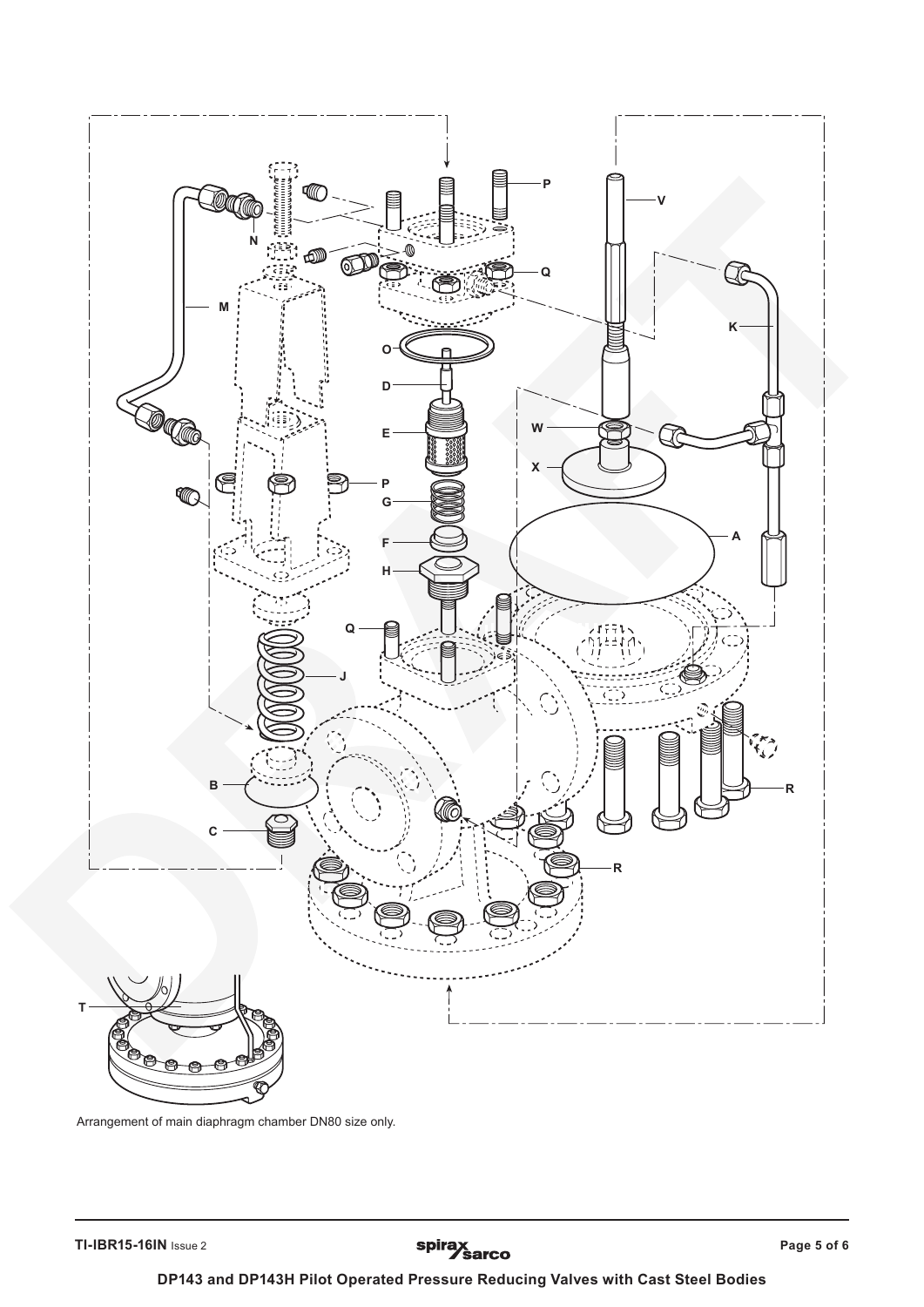Arrangement of main diaphragm chamber DN80 size only.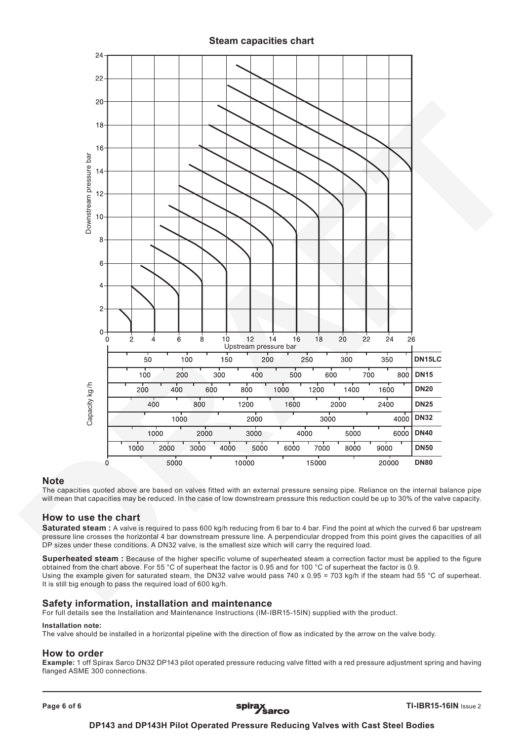## Steam capacities chart

Downstream pressure bar

24
22
20
18
16
14
12
10
8
6
4
2
0

Upstream pressure bar

0 2 4 6 8 10 12 14 16 18 20 22 24 26

Capacity kg/h

50 100 150 200 250 300 350 DN15LC

100 200 300 400 500 600 700 800 DN15

200 400 600 800 1000 1200 1400 1600 DN20

400 800 1200 1600 2000 2400 DN25

1000 2000 3000 4000 DN32

1000 2000 3000 4000 5000 6000 DN40

1000 2000 3000 4000 5000 6000 7000 8000 9000 DN50

0 5000 10000 15000 20000 DN80

## Note

The capacities quoted above are based on valves fitted with an external pressure sensing pipe. Reliance on the internal balance pipe will mean that capacities may be reduced. In the case of low downstream pressure this reduction could be up to 30% of the valve capacity.

## How to use the chart

**Saturated steam :** A valve is required to pass 600 kg/h reducing from 6 bar to 4 bar. Find the point at which the curved 6 bar upstream pressure line crosses the horizontal 4 bar downstream pressure line. A perpendicular dropped from this point gives the capacities of all DP sizes under these conditions. A DN32 valve, is the smallest size which will carry the required load.

**Superheated steam :** Because of the higher specific volume of superheated steam a correction factor must be applied to the figure obtained from the chart above. For 55 °C of superheat the factor is 0.95 and for 100 °C of superheat the factor is 0.9.
Using the example given for saturated steam, the DN32 valve would pass 740 x 0.95 = 703 kg/h if the steam had 55 °C of superheat. It is still big enough to pass the required load of 600 kg/h.

## Safety information, installation and maintenance

For full details see the Installation and Maintenance Instructions (IM-IBR15-15IN) supplied with the product.

**Installation note:**
The valve should be installed in a horizontal pipeline with the direction of flow as indicated by the arrow on the valve body.

## How to order

**Example:** 1 off Spirax Sarco DN32 DP143 pilot operated pressure reducing valve fitted with a red pressure adjustment spring and having flanged ASME 300 connections.